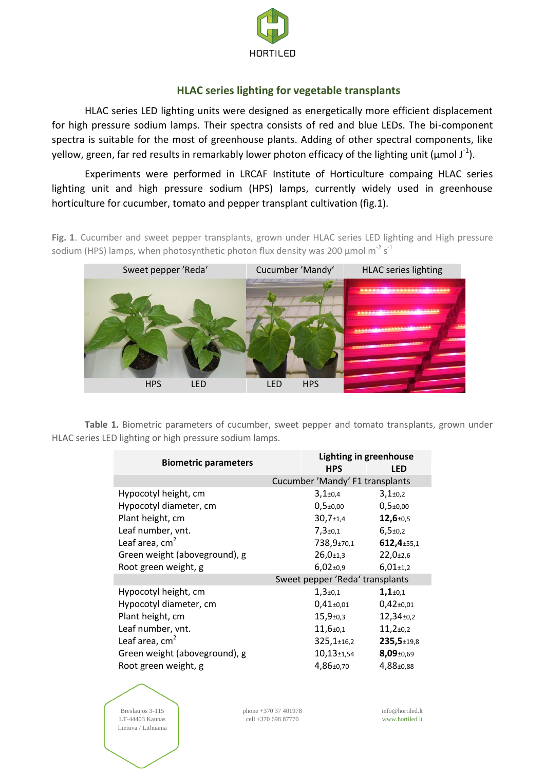# HLAC series lighting for vegetable transplants

HLAC series LED lighting units were designed as energetically more efficient displacement for high pressure sodium lamps. Their spectra consists of red and blue LEDs. The bi-component spectra is suitable for the most of greenhouse plants. Adding of other spectral components, like yellow, green, far red results in remarkably lower photon efficacy of the lighting unit (µmol $J^{-1}$).

Experiments were performed in LRCAF Institute of Horticulture compaing HLAC series lighting unit and high pressure sodium (HPS) lamps, currently widely used in greenhouse horticulture for cucumber, tomato and pepper transplant cultivation (fig.1).

**Fig. 1**. Cucumber and sweet pepper transplants, grown under HLAC series LED lighting and High pressure sodium (HPS) lamps, when photosynthetic photon flux density was 200 µmol $m^{-2}$ $s^{-1}$

Sweet pepper 'Reda' | Cucumber 'Mandy' | HLAC series lighting

HPS LED | LED HPS

**Table 1.** Biometric parameters of cucumber, sweet pepper and tomato transplants, grown under HLAC series LED lighting or high pressure sodium lamps.

| Biometric parameters | Lighting in greenhouse | |
|---|---|---|
| | HPS | LED |
| Cucumber 'Mandy' F1 transplants | | |
| Hypocotyl height, cm | 3,1±0,4 | 3,1±0,2 |
| Hypocotyl diameter, cm | 0,5±0,00 | 0,5±0,00 |
| Plant height, cm | 30,7±1,4 | **12,6**±0,5 |
| Leaf number, vnt. | 7,3±0,1 | 6,5±0,2 |
| Leaf area, $cm^2$ | 738,9±70,1 | **612,4**±55,1 |
| Green weight (aboveground), g | 26,0±1,3 | 22,0±2,6 |
| Root green weight, g | 6,02±0,9 | 6,01±1,2 |
| Sweet pepper 'Reda' transplants | | |
| Hypocotyl height, cm | 1,3±0,1 | **1,1**±0,1 |
| Hypocotyl diameter, cm | 0,41±0,01 | 0,42±0,01 |
| Plant height, cm | 15,9±0,3 | 12,34±0,2 |
| Leaf number, vnt. | 11,6±0,1 | 11,2±0,2 |
| Leaf area, $cm^2$ | 325,1±16,2 | **235,5**±19,8 |
| Green weight (aboveground), g | 10,13±1,54 | **8,09**±0,69 |
| Root green weight, g | 4,86±0,70 | 4,88±0,88 |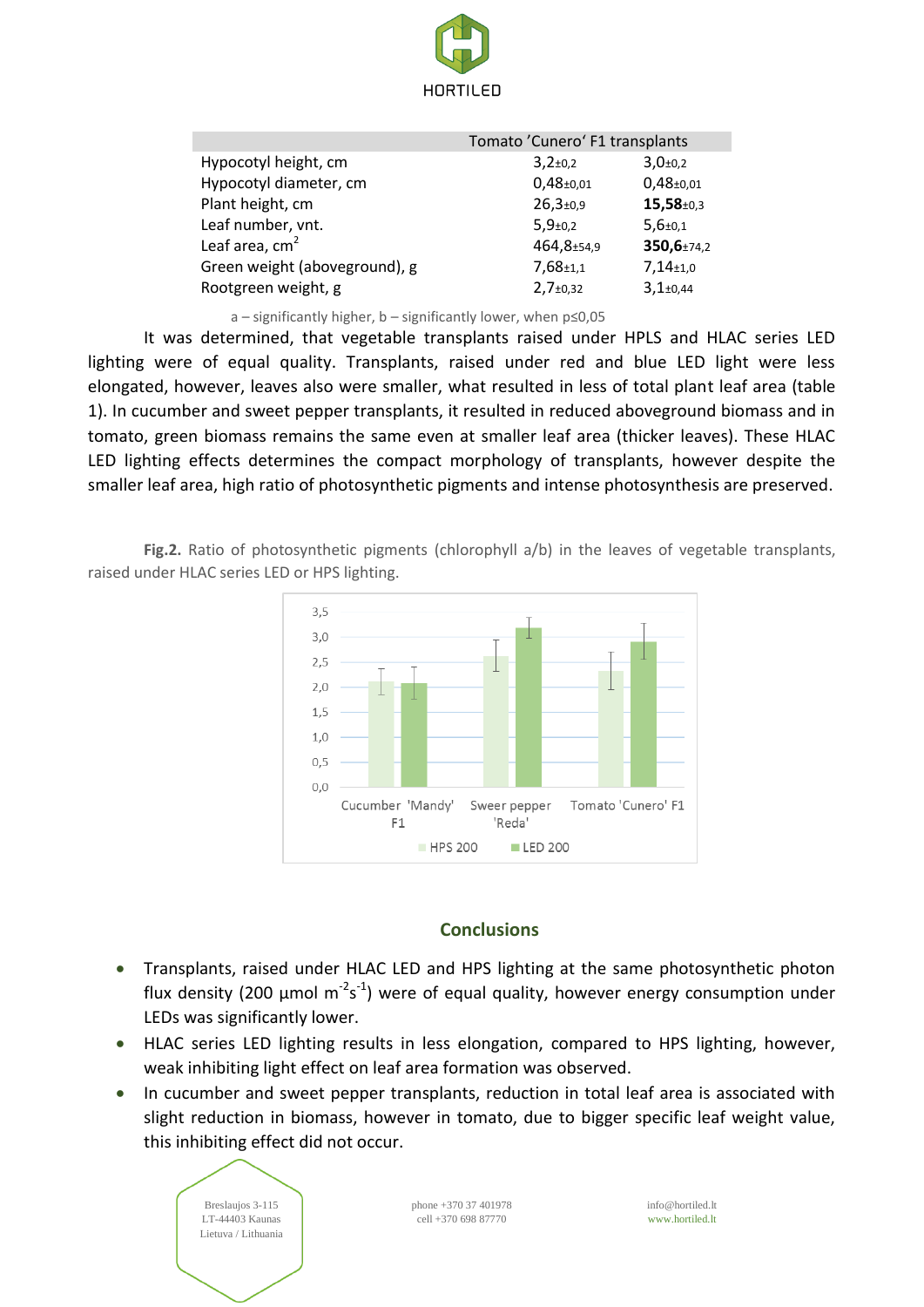| | Tomato ’Cunero‘ F1 transplants | |
|---|---|---|
| Hypocotyl height, cm | 3,2±0,2 | 3,0±0,2 |
| Hypocotyl diameter, cm | 0,48±0,01 | 0,48±0,01 |
| Plant height, cm | 26,3±0,9 | **15,58**±0,3 |
| Leaf number, vnt. | 5,9±0,2 | 5,6±0,1 |
| Leaf area, $cm^2$ | 464,8±54,9 | **350,6**±74,2 |
| Green weight (aboveground), g | 7,68±1,1 | 7,14±1,0 |
| Rootgreen weight, g | 2,7±0,32 | 3,1±0,44 |

a – significantly higher, b – significantly lower, when p≤0,05

It was determined, that vegetable transplants raised under HPLS and HLAC series LED lighting were of equal quality. Transplants, raised under red and blue LED light were less elongated, however, leaves also were smaller, what resulted in less of total plant leaf area (table 1). In cucumber and sweet pepper transplants, it resulted in reduced aboveground biomass and in tomato, green biomass remains the same even at smaller leaf area (thicker leaves). These HLAC LED lighting effects determines the compact morphology of transplants, however despite the smaller leaf area, high ratio of photosynthetic pigments and intense photosynthesis are preserved.

**Fig.2.** Ratio of photosynthetic pigments (chlorophyll a/b) in the leaves of vegetable transplants, raised under HLAC series LED or HPS lighting.

3,5
3,0
2,5
2,0
1,5
1,0
0,5
0,0

Cucumber 'Mandy' F1
Sweer pepper 'Reda'
Tomato 'Cunero' F1

HPS 200
LED 200

## Conclusions

- Transplants, raised under HLAC LED and HPS lighting at the same photosynthetic photon flux density (200 µmol $m^{-2}s^{-1}$) were of equal quality, however energy consumption under LEDs was significantly lower.
- HLAC series LED lighting results in less elongation, compared to HPS lighting, however, weak inhibiting light effect on leaf area formation was observed.
- In cucumber and sweet pepper transplants, reduction in total leaf area is associated with slight reduction in biomass, however in tomato, due to bigger specific leaf weight value, this inhibiting effect did not occur.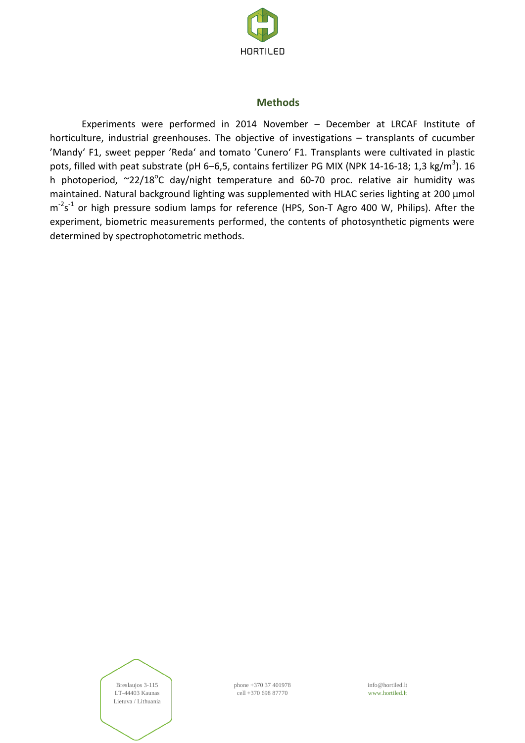## Methods

Experiments were performed in 2014 November – December at LRCAF Institute of horticulture, industrial greenhouses. The objective of investigations – transplants of cucumber ’Mandy‘ F1, sweet pepper ’Reda‘ and tomato ’Cunero‘ F1. Transplants were cultivated in plastic pots, filled with peat substrate (pH 6–6,5, contains fertilizer PG MIX (NPK 14-16-18; 1,3 kg/$m^3$). 16 h photoperiod, ~22/18$^o$C day/night temperature and 60-70 proc. relative air humidity was maintained. Natural background lighting was supplemented with HLAC series lighting at 200 µmol $m^{-2}s^{-1}$ or high pressure sodium lamps for reference (HPS, Son-T Agro 400 W, Philips). After the experiment, biometric measurements performed, the contents of photosynthetic pigments were determined by spectrophotometric methods.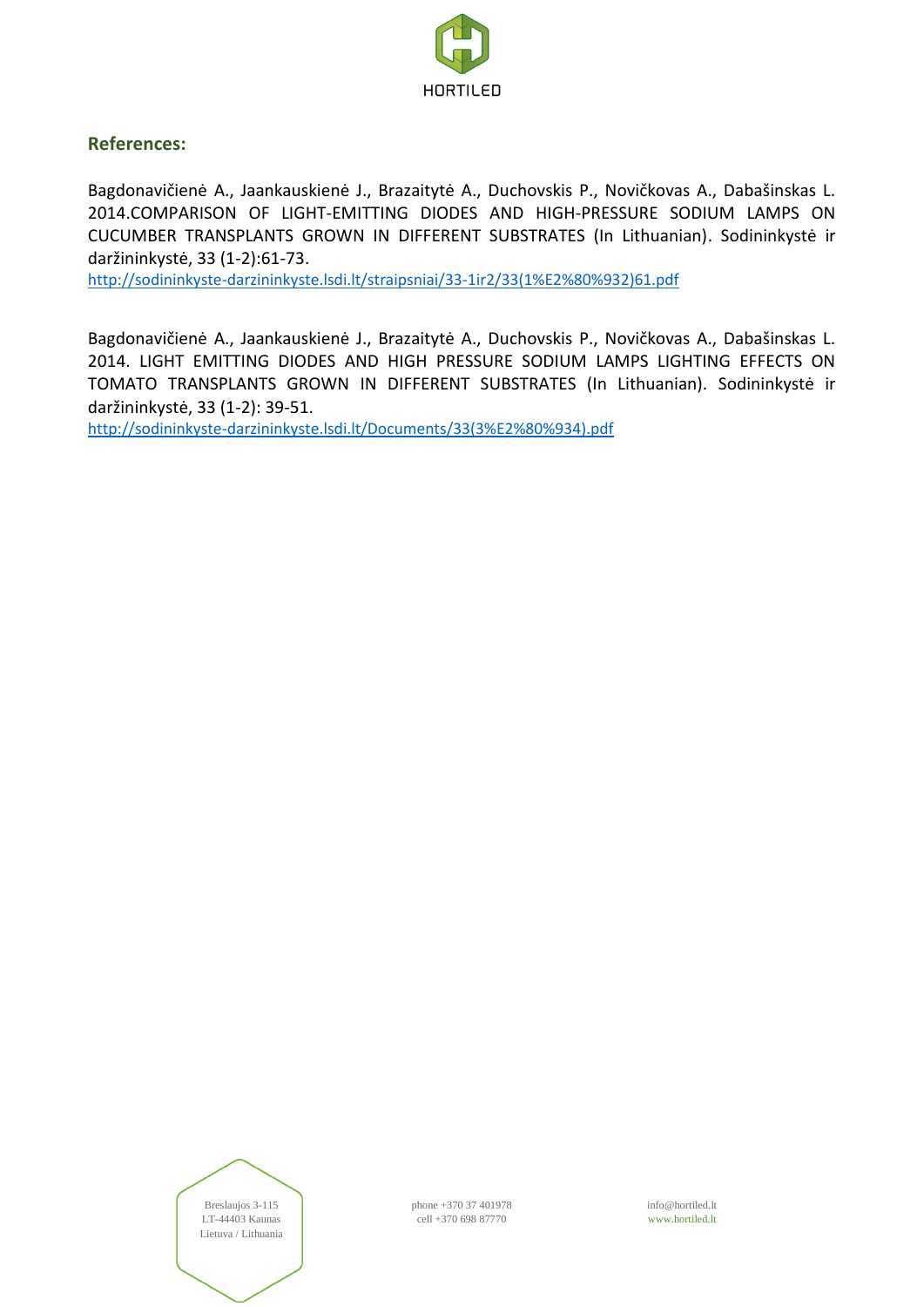## References:

Bagdonavičienė A., Jaankauskienė J., Brazaitytė A., Duchovskis P., Novičkovas A., Dabašinskas L. 2014.COMPARISON OF LIGHT-EMITTING DIODES AND HIGH-PRESSURE SODIUM LAMPS ON CUCUMBER TRANSPLANTS GROWN IN DIFFERENT SUBSTRATES (In Lithuanian). Sodininkystė ir daržininkystė, 33 (1-2):61-73.
http://sodininkyste-darzininkyste.lsdi.lt/straipsniai/33-1ir2/33(1%E2%80%932)61.pdf

Bagdonavičienė A., Jaankauskienė J., Brazaitytė A., Duchovskis P., Novičkovas A., Dabašinskas L. 2014. LIGHT EMITTING DIODES AND HIGH PRESSURE SODIUM LAMPS LIGHTING EFFECTS ON TOMATO TRANSPLANTS GROWN IN DIFFERENT SUBSTRATES (In Lithuanian). Sodininkystė ir daržininkystė, 33 (1-2): 39-51.
http://sodininkyste-darzininkyste.lsdi.lt/Documents/33(3%E2%80%934).pdf